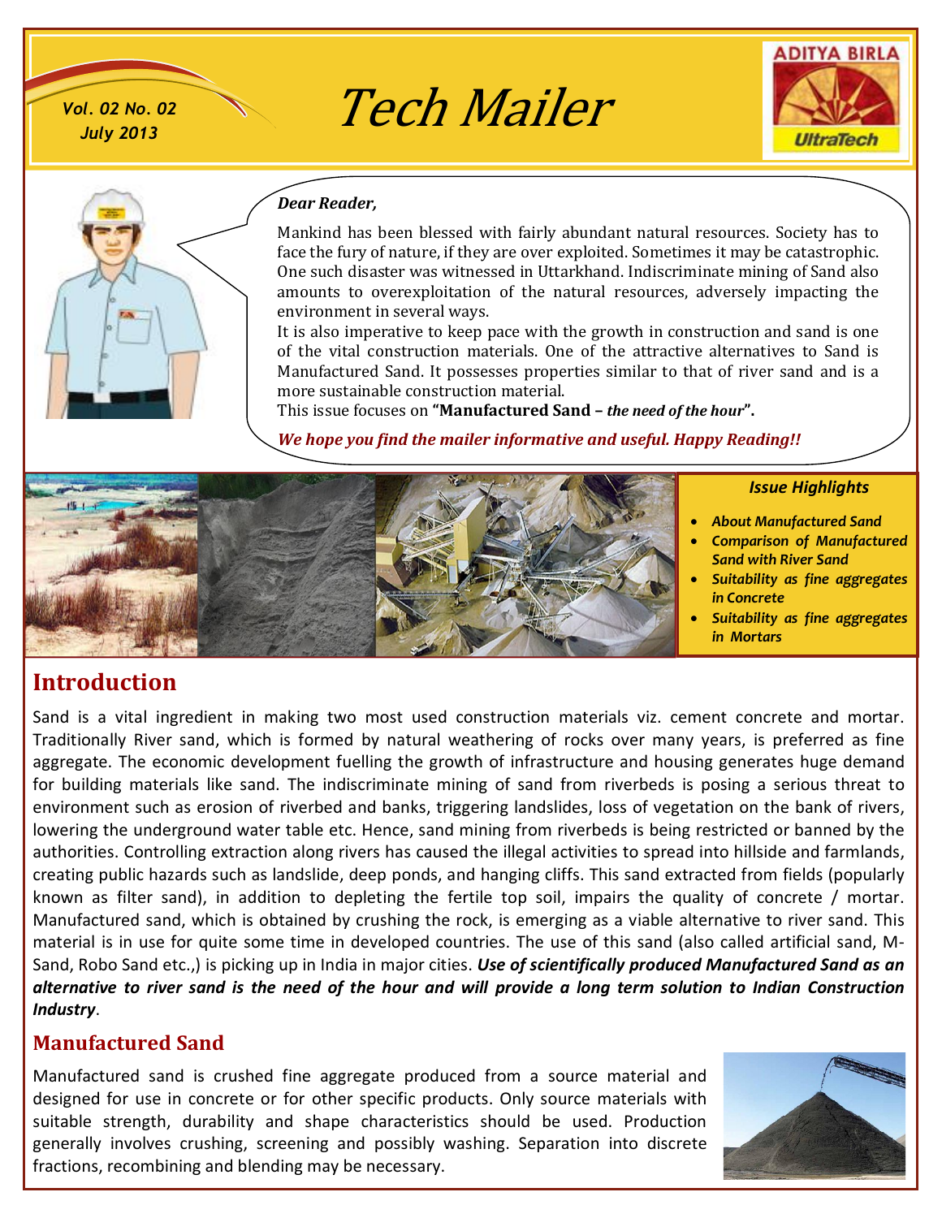# Tech Mailer

*Vol. 02 No. 02*
*July 2013*

***Dear Reader,***

Mankind has been blessed with fairly abundant natural resources. Society has to face the fury of nature, if they are over exploited. Sometimes it may be catastrophic. One such disaster was witnessed in Uttarkhand. Indiscriminate mining of Sand also amounts to overexploitation of the natural resources, adversely impacting the environment in several ways.

It is also imperative to keep pace with the growth in construction and sand is one of the vital construction materials. One of the attractive alternatives to Sand is Manufactured Sand. It possesses properties similar to that of river sand and is a more sustainable construction material.

This issue focuses on **"Manufactured Sand – *the need of the hour*".**

***We hope you find the mailer informative and useful. Happy Reading!!***

***Issue Highlights***

- ***About Manufactured Sand***
- ***Comparison of Manufactured Sand with River Sand***
- ***Suitability as fine aggregates in Concrete***
- ***Suitability as fine aggregates in Mortars***

## Introduction

Sand is a vital ingredient in making two most used construction materials viz. cement concrete and mortar. Traditionally River sand, which is formed by natural weathering of rocks over many years, is preferred as fine aggregate. The economic development fuelling the growth of infrastructure and housing generates huge demand for building materials like sand. The indiscriminate mining of sand from riverbeds is posing a serious threat to environment such as erosion of riverbed and banks, triggering landslides, loss of vegetation on the bank of rivers, lowering the underground water table etc. Hence, sand mining from riverbeds is being restricted or banned by the authorities. Controlling extraction along rivers has caused the illegal activities to spread into hillside and farmlands, creating public hazards such as landslide, deep ponds, and hanging cliffs. This sand extracted from fields (popularly known as filter sand), in addition to depleting the fertile top soil, impairs the quality of concrete / mortar. Manufactured sand, which is obtained by crushing the rock, is emerging as a viable alternative to river sand. This material is in use for quite some time in developed countries. The use of this sand (also called artificial sand, M-Sand, Robo Sand etc.,) is picking up in India in major cities. ***Use of scientifically produced Manufactured Sand as an alternative to river sand is the need of the hour and will provide a long term solution to Indian Construction Industry***.

### Manufactured Sand

Manufactured sand is crushed fine aggregate produced from a source material and designed for use in concrete or for other specific products. Only source materials with suitable strength, durability and shape characteristics should be used. Production generally involves crushing, screening and possibly washing. Separation into discrete fractions, recombining and blending may be necessary.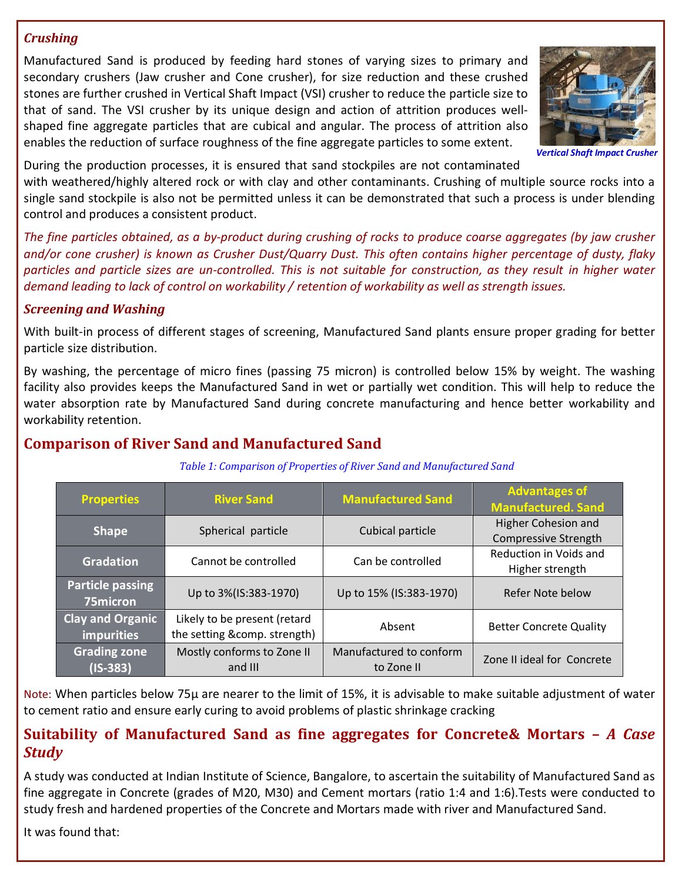### *Crushing*

Manufactured Sand is produced by feeding hard stones of varying sizes to primary and secondary crushers (Jaw crusher and Cone crusher), for size reduction and these crushed stones are further crushed in Vertical Shaft Impact (VSI) crusher to reduce the particle size to that of sand. The VSI crusher by its unique design and action of attrition produces well-shaped fine aggregate particles that are cubical and angular. The process of attrition also enables the reduction of surface roughness of the fine aggregate particles to some extent.

*Vertical Shaft Impact Crusher*

During the production processes, it is ensured that sand stockpiles are not contaminated with weathered/highly altered rock or with clay and other contaminants. Crushing of multiple source rocks into a single sand stockpile is also not be permitted unless it can be demonstrated that such a process is under blending control and produces a consistent product.

*The fine particles obtained, as a by-product during crushing of rocks to produce coarse aggregates (by jaw crusher and/or cone crusher) is known as Crusher Dust/Quarry Dust. This often contains higher percentage of dusty, flaky particles and particle sizes are un-controlled. This is not suitable for construction, as they result in higher water demand leading to lack of control on workability / retention of workability as well as strength issues.*

### *Screening and Washing*

With built-in process of different stages of screening, Manufactured Sand plants ensure proper grading for better particle size distribution.

By washing, the percentage of micro fines (passing 75 micron) is controlled below 15% by weight. The washing facility also provides keeps the Manufactured Sand in wet or partially wet condition. This will help to reduce the water absorption rate by Manufactured Sand during concrete manufacturing and hence better workability and workability retention.

## Comparison of River Sand and Manufactured Sand

*Table 1: Comparison of Properties of River Sand and Manufactured Sand*

| Properties | River Sand | Manufactured Sand | Advantages of Manufactured. Sand |
|---|---|---|---|
| Shape | Spherical particle | Cubical particle | Higher Cohesion and Compressive Strength |
| Gradation | Cannot be controlled | Can be controlled | Reduction in Voids and Higher strength |
| Particle passing 75micron | Up to 3%(IS:383-1970) | Up to 15% (IS:383-1970) | Refer Note below |
| Clay and Organic impurities | Likely to be present (retard the setting &comp. strength) | Absent | Better Concrete Quality |
| Grading zone (IS-383) | Mostly conforms to Zone II and III | Manufactured to conform to Zone II | Zone II ideal for Concrete |

Note: When particles below 75µ are nearer to the limit of 15%, it is advisable to make suitable adjustment of water to cement ratio and ensure early curing to avoid problems of plastic shrinkage cracking

## Suitability of Manufactured Sand as fine aggregates for Concrete& Mortars – *A Case Study*

A study was conducted at Indian Institute of Science, Bangalore, to ascertain the suitability of Manufactured Sand as fine aggregate in Concrete (grades of M20, M30) and Cement mortars (ratio 1:4 and 1:6).Tests were conducted to study fresh and hardened properties of the Concrete and Mortars made with river and Manufactured Sand.

It was found that: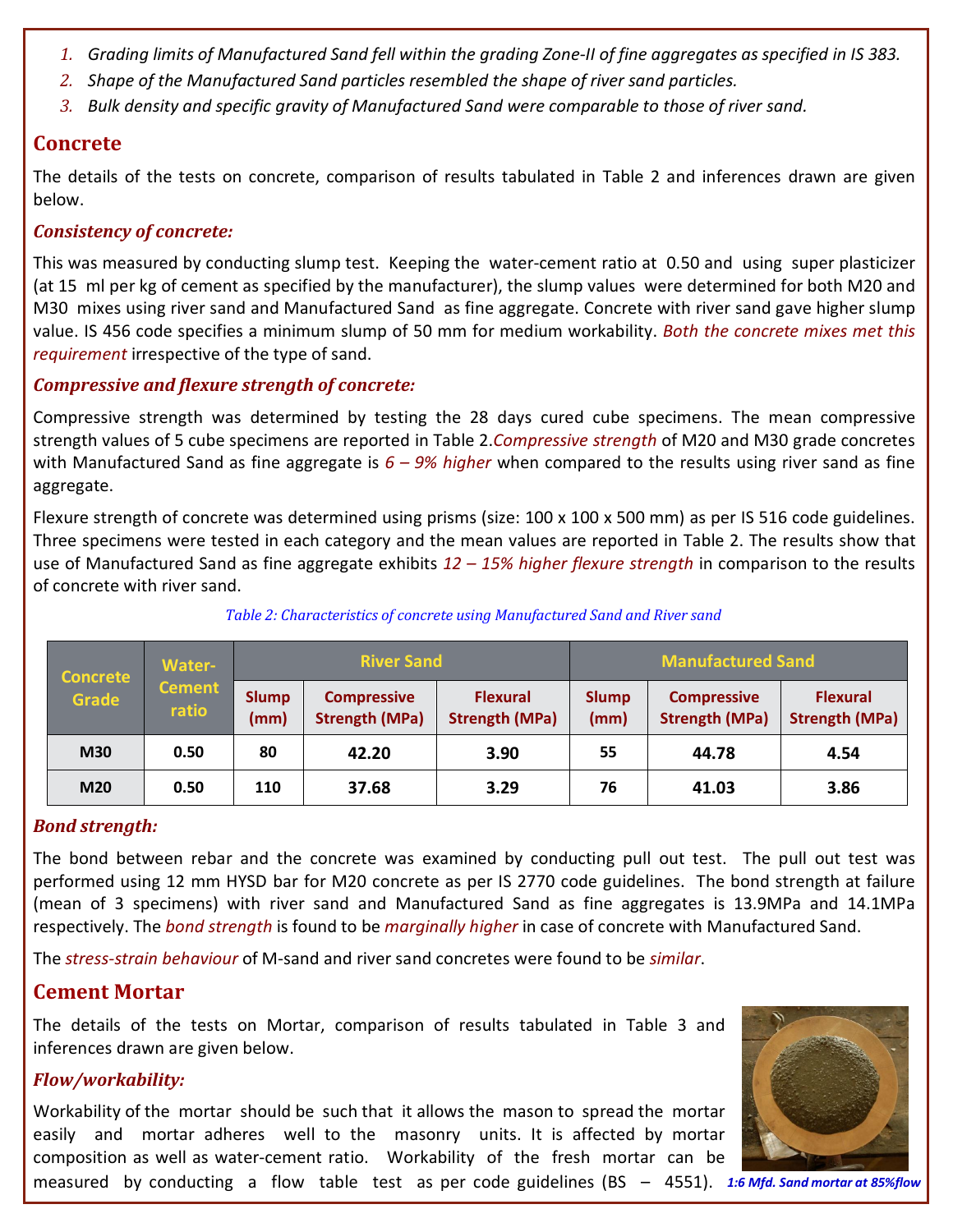1. *Grading limits of Manufactured Sand fell within the grading Zone-II of fine aggregates as specified in IS 383.*
2. *Shape of the Manufactured Sand particles resembled the shape of river sand particles.*
3. *Bulk density and specific gravity of Manufactured Sand were comparable to those of river sand.*

## Concrete

The details of the tests on concrete, comparison of results tabulated in Table 2 and inferences drawn are given below.

### *Consistency of concrete:*

This was measured by conducting slump test. Keeping the water-cement ratio at 0.50 and using super plasticizer (at 15 ml per kg of cement as specified by the manufacturer), the slump values were determined for both M20 and M30 mixes using river sand and Manufactured Sand as fine aggregate. Concrete with river sand gave higher slump value. IS 456 code specifies a minimum slump of 50 mm for medium workability. *Both the concrete mixes met this requirement* irrespective of the type of sand.

### *Compressive and flexure strength of concrete:*

Compressive strength was determined by testing the 28 days cured cube specimens. The mean compressive strength values of 5 cube specimens are reported in Table 2. *Compressive strength* of M20 and M30 grade concretes with Manufactured Sand as fine aggregate is *6 – 9% higher* when compared to the results using river sand as fine aggregate.

Flexure strength of concrete was determined using prisms (size: 100 x 100 x 500 mm) as per IS 516 code guidelines. Three specimens were tested in each category and the mean values are reported in Table 2. The results show that use of Manufactured Sand as fine aggregate exhibits *12 – 15% higher flexure strength* in comparison to the results of concrete with river sand.

*Table 2: Characteristics of concrete using Manufactured Sand and River sand*

| Concrete Grade | Water-Cement ratio | River Sand | | | Manufactured Sand | | |
|---|---|---|---|---|---|---|---|
| | | Slump (mm) | Compressive Strength (MPa) | Flexural Strength (MPa) | Slump (mm) | Compressive Strength (MPa) | Flexural Strength (MPa) |
| **M30** | **0.50** | **80** | **42.20** | **3.90** | **55** | **44.78** | **4.54** |
| **M20** | **0.50** | **110** | **37.68** | **3.29** | **76** | **41.03** | **3.86** |

### *Bond strength:*

The bond between rebar and the concrete was examined by conducting pull out test. The pull out test was performed using 12 mm HYSD bar for M20 concrete as per IS 2770 code guidelines. The bond strength at failure (mean of 3 specimens) with river sand and Manufactured Sand as fine aggregates is 13.9MPa and 14.1MPa respectively. The *bond strength* is found to be *marginally higher* in case of concrete with Manufactured Sand.

The *stress-strain behaviour* of M-sand and river sand concretes were found to be *similar*.

## Cement Mortar

The details of the tests on Mortar, comparison of results tabulated in Table 3 and inferences drawn are given below.

### *Flow/workability:*

Workability of the mortar should be such that it allows the mason to spread the mortar easily and mortar adheres well to the masonry units. It is affected by mortar composition as well as water-cement ratio. Workability of the fresh mortar can be measured by conducting a flow table test as per code guidelines (BS – 4551).

*1:6 Mfd. Sand mortar at 85%flow*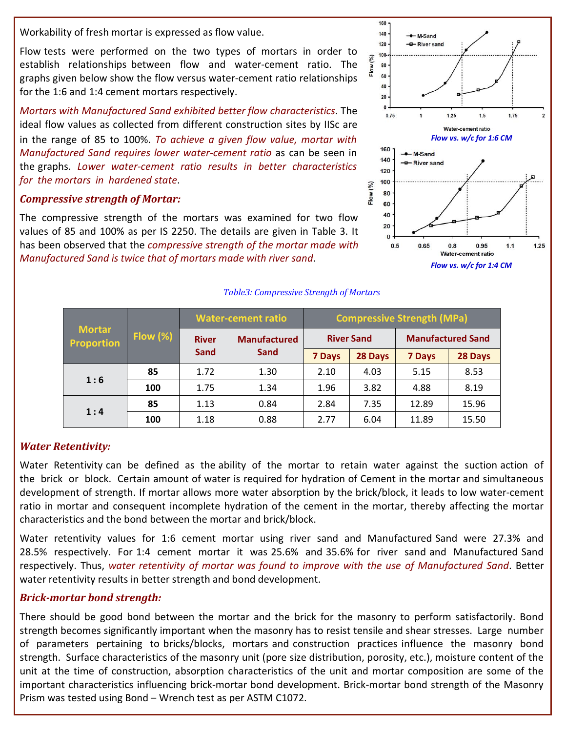Workability of fresh mortar is expressed as flow value.

Flow tests were performed on the two types of mortars in order to establish relationships between flow and water-cement ratio. The graphs given below show the flow versus water-cement ratio relationships for the 1:6 and 1:4 cement mortars respectively.

*Mortars with Manufactured Sand exhibited better flow characteristics*. The ideal flow values as collected from different construction sites by IISc are in the range of 85 to 100%. *To achieve a given flow value, mortar with Manufactured Sand requires lower water-cement ratio* as can be seen in the graphs. *Lower water-cement ratio results in better characteristics for the mortars in hardened state*.

*Flow vs. w/c for 1:6 CM*

*Flow vs. w/c for 1:4 CM*

### *Compressive strength of Mortar:*

The compressive strength of the mortars was examined for two flow values of 85 and 100% as per IS 2250. The details are given in Table 3. It has been observed that the *compressive strength of the mortar made with Manufactured Sand is twice that of mortars made with river sand*.

*Table3: Compressive Strength of Mortars*

| Mortar Proportion | Flow (%) | Water-cement ratio | | Compressive Strength (MPa) | | | |
|---|---|---|---|---|---|---|---|
| | | River Sand | Manufactured Sand | River Sand | | Manufactured Sand | |
| | | | | 7 Days | 28 Days | 7 Days | 28 Days |
| 1 : 6 | 85 | 1.72 | 1.30 | 2.10 | 4.03 | 5.15 | 8.53 |
| | 100 | 1.75 | 1.34 | 1.96 | 3.82 | 4.88 | 8.19 |
| 1 : 4 | 85 | 1.13 | 0.84 | 2.84 | 7.35 | 12.89 | 15.96 |
| | 100 | 1.18 | 0.88 | 2.77 | 6.04 | 11.89 | 15.50 |

### *Water Retentivity:*

Water Retentivity can be defined as the ability of the mortar to retain water against the suction action of the brick or block. Certain amount of water is required for hydration of Cement in the mortar and simultaneous development of strength. If mortar allows more water absorption by the brick/block, it leads to low water-cement ratio in mortar and consequent incomplete hydration of the cement in the mortar, thereby affecting the mortar characteristics and the bond between the mortar and brick/block.

Water retentivity values for 1:6 cement mortar using river sand and Manufactured Sand were 27.3% and 28.5% respectively. For 1:4 cement mortar it was 25.6% and 35.6% for river sand and Manufactured Sand respectively. Thus, *water retentivity of mortar was found to improve with the use of Manufactured Sand*. Better water retentivity results in better strength and bond development.

### *Brick-mortar bond strength:*

There should be good bond between the mortar and the brick for the masonry to perform satisfactorily. Bond strength becomes significantly important when the masonry has to resist tensile and shear stresses. Large number of parameters pertaining to bricks/blocks, mortars and construction practices influence the masonry bond strength. Surface characteristics of the masonry unit (pore size distribution, porosity, etc.), moisture content of the unit at the time of construction, absorption characteristics of the unit and mortar composition are some of the important characteristics influencing brick-mortar bond development. Brick-mortar bond strength of the Masonry Prism was tested using Bond – Wrench test as per ASTM C1072.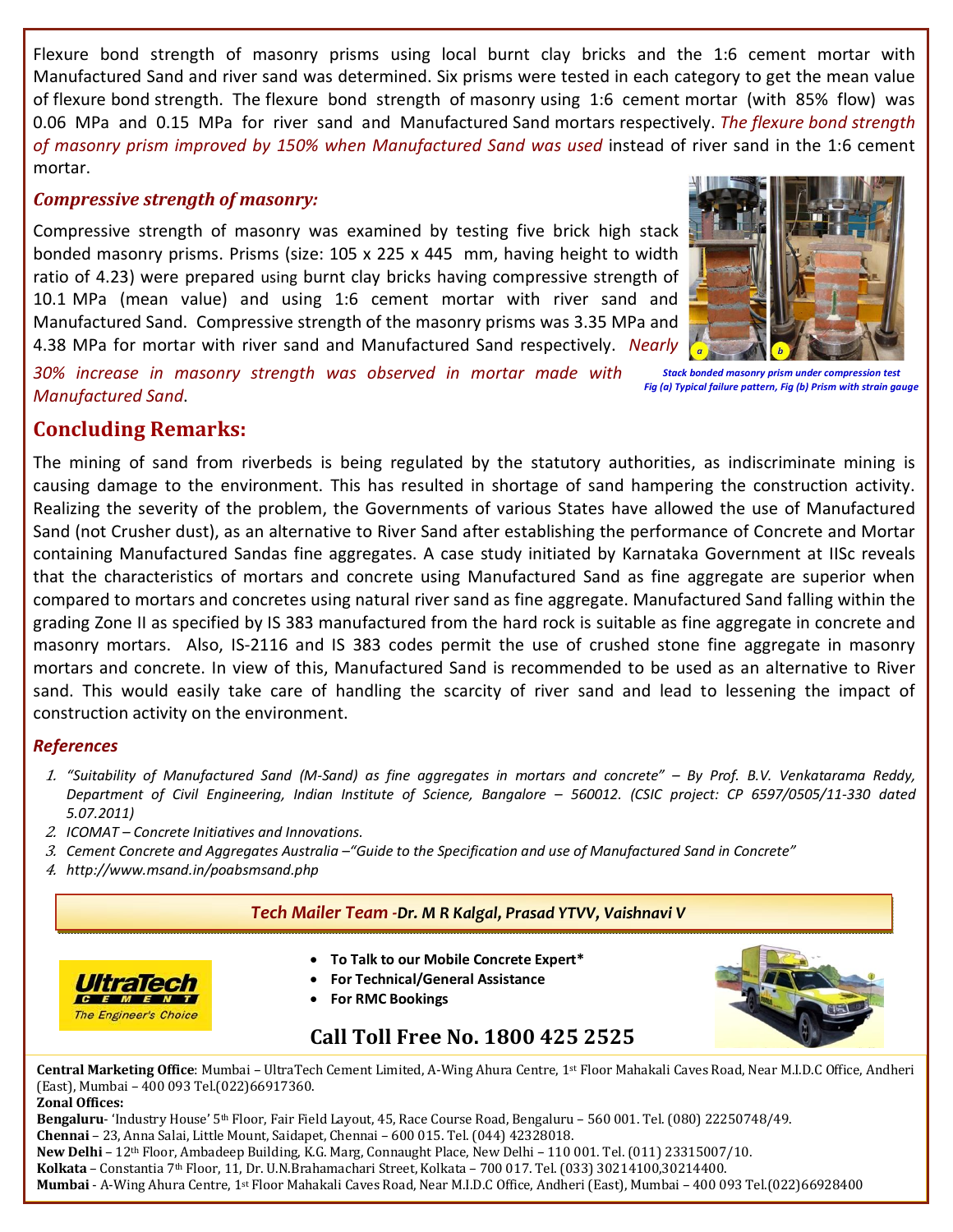Flexure bond strength of masonry prisms using local burnt clay bricks and the 1:6 cement mortar with Manufactured Sand and river sand was determined. Six prisms were tested in each category to get the mean value of flexure bond strength. The flexure bond strength of masonry using 1:6 cement mortar (with 85% flow) was 0.06 MPa and 0.15 MPa for river sand and Manufactured Sand mortars respectively. *The flexure bond strength of masonry prism improved by 150% when Manufactured Sand was used* instead of river sand in the 1:6 cement mortar.

### *Compressive strength of masonry:*

Compressive strength of masonry was examined by testing five brick high stack bonded masonry prisms. Prisms (size: 105 x 225 x 445 mm, having height to width ratio of 4.23) were prepared using burnt clay bricks having compressive strength of 10.1 MPa (mean value) and using 1:6 cement mortar with river sand and Manufactured Sand. Compressive strength of the masonry prisms was 3.35 MPa and 4.38 MPa for mortar with river sand and Manufactured Sand respectively. *Nearly 30% increase in masonry strength was observed in mortar made with Manufactured Sand.*

*Stack bonded masonry prism under compression test*
*Fig (a) Typical failure pattern, Fig (b) Prism with strain gauge*

## Concluding Remarks:

The mining of sand from riverbeds is being regulated by the statutory authorities, as indiscriminate mining is causing damage to the environment. This has resulted in shortage of sand hampering the construction activity. Realizing the severity of the problem, the Governments of various States have allowed the use of Manufactured Sand (not Crusher dust), as an alternative to River Sand after establishing the performance of Concrete and Mortar containing Manufactured Sandas fine aggregates. A case study initiated by Karnataka Government at IISc reveals that the characteristics of mortars and concrete using Manufactured Sand as fine aggregate are superior when compared to mortars and concretes using natural river sand as fine aggregate. Manufactured Sand falling within the grading Zone II as specified by IS 383 manufactured from the hard rock is suitable as fine aggregate in concrete and masonry mortars. Also, IS-2116 and IS 383 codes permit the use of crushed stone fine aggregate in masonry mortars and concrete. In view of this, Manufactured Sand is recommended to be used as an alternative to River sand. This would easily take care of handling the scarcity of river sand and lead to lessening the impact of construction activity on the environment.

### *References*

1. *"Suitability of Manufactured Sand (M-Sand) as fine aggregates in mortars and concrete" – By Prof. B.V. Venkatarama Reddy, Department of Civil Engineering, Indian Institute of Science, Bangalore – 560012. (CSIC project: CP 6597/0505/11-330 dated 5.07.2011)*
2. *ICOMAT – Concrete Initiatives and Innovations.*
3. *Cement Concrete and Aggregates Australia –"Guide to the Specification and use of Manufactured Sand in Concrete"*
4. *http://www.msand.in/poabsmsand.php*

***Tech Mailer Team -Dr. M R Kalgal, Prasad YTVV, Vaishnavi V***

UltraTech CEMENT — The Engineer's Choice

- **To Talk to our Mobile Concrete Expert***
- **For Technical/General Assistance**
- **For RMC Bookings**

**Call Toll Free No. 1800 425 2525**

**Central Marketing Office**: Mumbai – UltraTech Cement Limited, A-Wing Ahura Centre, 1st Floor Mahakali Caves Road, Near M.I.D.C Office, Andheri (East), Mumbai – 400 093 Tel.(022)66917360.
**Zonal Offices:**
**Bengaluru**- 'Industry House' 5th Floor, Fair Field Layout, 45, Race Course Road, Bengaluru – 560 001. Tel. (080) 22250748/49.
**Chennai** – 23, Anna Salai, Little Mount, Saidapet, Chennai – 600 015. Tel. (044) 42328018.
**New Delhi** – 12th Floor, Ambadeep Building, K.G. Marg, Connaught Place, New Delhi – 110 001. Tel. (011) 23315007/10.
**Kolkata** – Constantia 7th Floor, 11, Dr. U.N.Brahamachari Street, Kolkata – 700 017. Tel. (033) 30214100,30214400.
**Mumbai** - A-Wing Ahura Centre, 1st Floor Mahakali Caves Road, Near M.I.D.C Office, Andheri (East), Mumbai – 400 093 Tel.(022)66928400